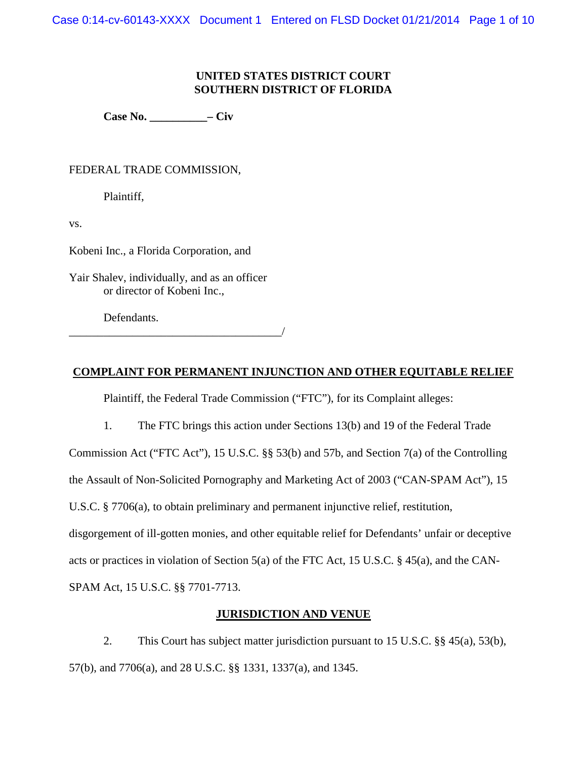**UNITED STATES DISTRICT COURT**
**SOUTHERN DISTRICT OF FLORIDA**

**Case No. __________– Civ**

FEDERAL TRADE COMMISSION,

Plaintiff,

vs.

Kobeni Inc., a Florida Corporation, and

Yair Shalev, individually, and as an officer or director of Kobeni Inc.,

Defendants.

_____________________________________/

## COMPLAINT FOR PERMANENT INJUNCTION AND OTHER EQUITABLE RELIEF

Plaintiff, the Federal Trade Commission ("FTC"), for its Complaint alleges:

1. The FTC brings this action under Sections 13(b) and 19 of the Federal Trade Commission Act ("FTC Act"), 15 U.S.C. §§ 53(b) and 57b, and Section 7(a) of the Controlling the Assault of Non-Solicited Pornography and Marketing Act of 2003 ("CAN-SPAM Act"), 15 U.S.C. § 7706(a), to obtain preliminary and permanent injunctive relief, restitution, disgorgement of ill-gotten monies, and other equitable relief for Defendants' unfair or deceptive acts or practices in violation of Section 5(a) of the FTC Act, 15 U.S.C. § 45(a), and the CAN-SPAM Act, 15 U.S.C. §§ 7701-7713.

## JURISDICTION AND VENUE

2. This Court has subject matter jurisdiction pursuant to 15 U.S.C. §§ 45(a), 53(b), 57(b), and 7706(a), and 28 U.S.C. §§ 1331, 1337(a), and 1345.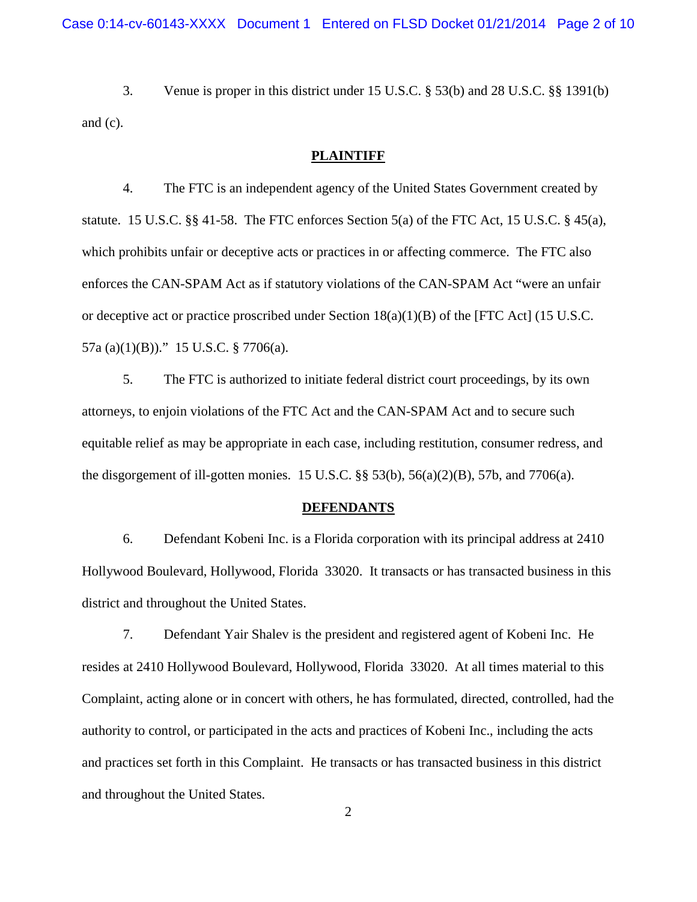3. Venue is proper in this district under 15 U.S.C. § 53(b) and 28 U.S.C. §§ 1391(b) and (c).

## PLAINTIFF

4. The FTC is an independent agency of the United States Government created by statute. 15 U.S.C. §§ 41-58. The FTC enforces Section 5(a) of the FTC Act, 15 U.S.C. § 45(a), which prohibits unfair or deceptive acts or practices in or affecting commerce. The FTC also enforces the CAN-SPAM Act as if statutory violations of the CAN-SPAM Act "were an unfair or deceptive act or practice proscribed under Section 18(a)(1)(B) of the [FTC Act] (15 U.S.C. 57a (a)(1)(B))." 15 U.S.C. § 7706(a).

5. The FTC is authorized to initiate federal district court proceedings, by its own attorneys, to enjoin violations of the FTC Act and the CAN-SPAM Act and to secure such equitable relief as may be appropriate in each case, including restitution, consumer redress, and the disgorgement of ill-gotten monies. 15 U.S.C. §§ 53(b), 56(a)(2)(B), 57b, and 7706(a).

## DEFENDANTS

6. Defendant Kobeni Inc. is a Florida corporation with its principal address at 2410 Hollywood Boulevard, Hollywood, Florida 33020. It transacts or has transacted business in this district and throughout the United States.

7. Defendant Yair Shalev is the president and registered agent of Kobeni Inc. He resides at 2410 Hollywood Boulevard, Hollywood, Florida 33020. At all times material to this Complaint, acting alone or in concert with others, he has formulated, directed, controlled, had the authority to control, or participated in the acts and practices of Kobeni Inc., including the acts and practices set forth in this Complaint. He transacts or has transacted business in this district and throughout the United States.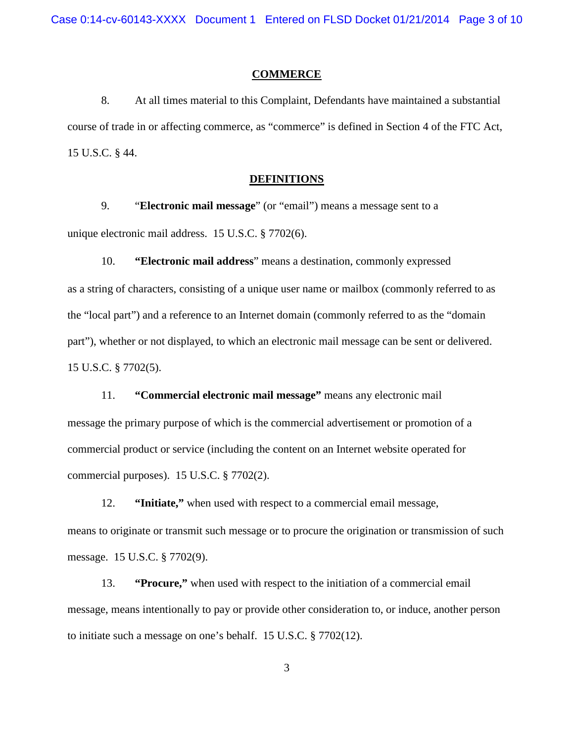## COMMERCE

8. At all times material to this Complaint, Defendants have maintained a substantial course of trade in or affecting commerce, as "commerce" is defined in Section 4 of the FTC Act, 15 U.S.C. § 44.

## DEFINITIONS

9. "**Electronic mail message**" (or "email") means a message sent to a unique electronic mail address. 15 U.S.C. § 7702(6).

10. **"Electronic mail address**" means a destination, commonly expressed as a string of characters, consisting of a unique user name or mailbox (commonly referred to as the "local part") and a reference to an Internet domain (commonly referred to as the "domain part"), whether or not displayed, to which an electronic mail message can be sent or delivered. 15 U.S.C. § 7702(5).

11. **"Commercial electronic mail message"** means any electronic mail message the primary purpose of which is the commercial advertisement or promotion of a commercial product or service (including the content on an Internet website operated for commercial purposes). 15 U.S.C. § 7702(2).

12. **"Initiate,"** when used with respect to a commercial email message, means to originate or transmit such message or to procure the origination or transmission of such message. 15 U.S.C. § 7702(9).

13. **"Procure,"** when used with respect to the initiation of a commercial email message, means intentionally to pay or provide other consideration to, or induce, another person to initiate such a message on one's behalf. 15 U.S.C. § 7702(12).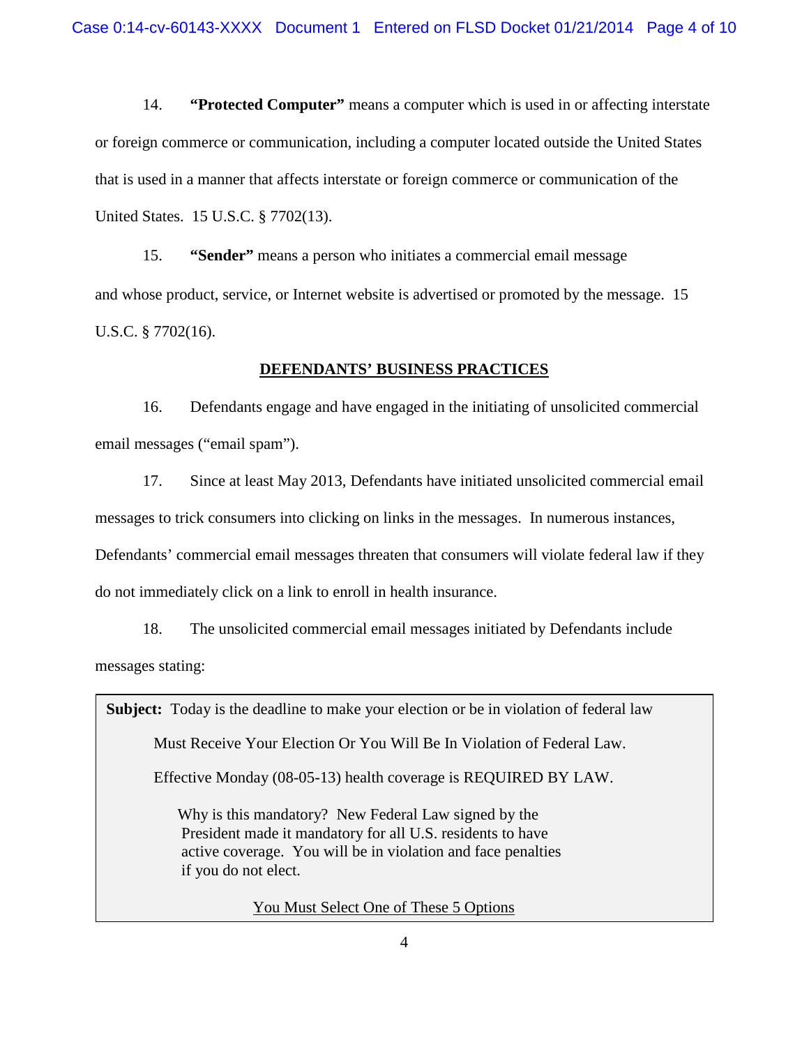14. **"Protected Computer"** means a computer which is used in or affecting interstate or foreign commerce or communication, including a computer located outside the United States that is used in a manner that affects interstate or foreign commerce or communication of the United States. 15 U.S.C. § 7702(13).

15. **"Sender"** means a person who initiates a commercial email message and whose product, service, or Internet website is advertised or promoted by the message. 15 U.S.C. § 7702(16).

## DEFENDANTS' BUSINESS PRACTICES

16. Defendants engage and have engaged in the initiating of unsolicited commercial email messages ("email spam").

17. Since at least May 2013, Defendants have initiated unsolicited commercial email messages to trick consumers into clicking on links in the messages. In numerous instances, Defendants' commercial email messages threaten that consumers will violate federal law if they do not immediately click on a link to enroll in health insurance.

18. The unsolicited commercial email messages initiated by Defendants include messages stating:

> **Subject:** Today is the deadline to make your election or be in violation of federal law
>
> Must Receive Your Election Or You Will Be In Violation of Federal Law.
>
> Effective Monday (08-05-13) health coverage is REQUIRED BY LAW.
>
> Why is this mandatory? New Federal Law signed by the President made it mandatory for all U.S. residents to have active coverage. You will be in violation and face penalties if you do not elect.
>
> You Must Select One of These 5 Options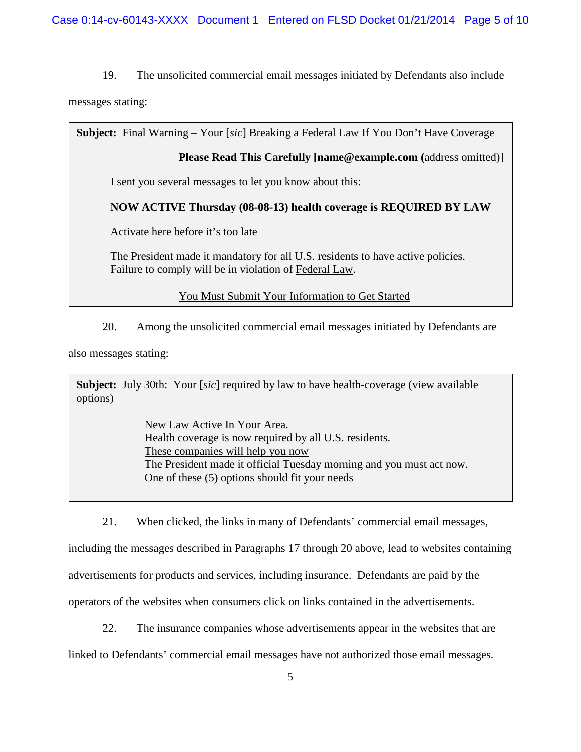19. The unsolicited commercial email messages initiated by Defendants also include messages stating:

> **Subject:** Final Warning – Your [*sic*] Breaking a Federal Law If You Don't Have Coverage
>
> **Please Read This Carefully [name@example.com (**address omitted)]
>
> I sent you several messages to let you know about this:
>
> **NOW ACTIVE Thursday (08-08-13) health coverage is REQUIRED BY LAW**
>
> Activate here before it's too late
>
> The President made it mandatory for all U.S. residents to have active policies. Failure to comply will be in violation of Federal Law.
>
> You Must Submit Your Information to Get Started

20. Among the unsolicited commercial email messages initiated by Defendants are also messages stating:

> **Subject:** July 30th: Your [*sic*] required by law to have health-coverage (view available options)
>
> New Law Active In Your Area.
> Health coverage is now required by all U.S. residents.
> These companies will help you now
> The President made it official Tuesday morning and you must act now.
> One of these (5) options should fit your needs

21. When clicked, the links in many of Defendants' commercial email messages, including the messages described in Paragraphs 17 through 20 above, lead to websites containing advertisements for products and services, including insurance. Defendants are paid by the operators of the websites when consumers click on links contained in the advertisements.

22. The insurance companies whose advertisements appear in the websites that are linked to Defendants' commercial email messages have not authorized those email messages.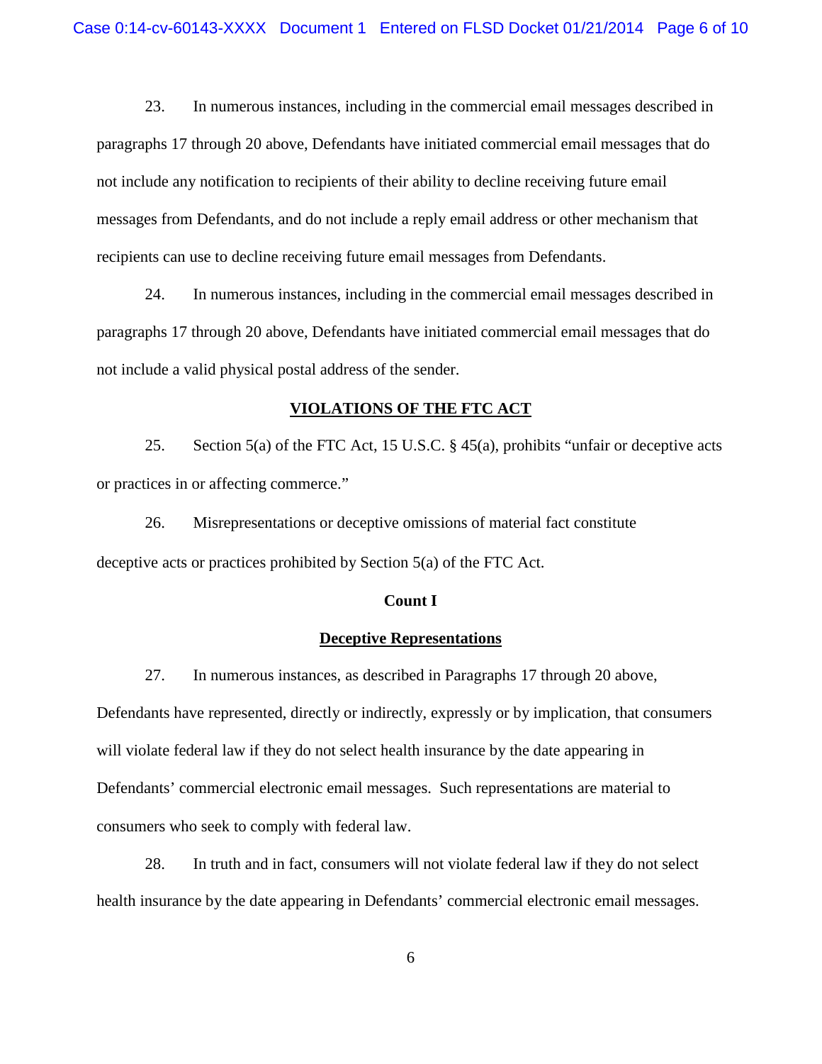23. In numerous instances, including in the commercial email messages described in paragraphs 17 through 20 above, Defendants have initiated commercial email messages that do not include any notification to recipients of their ability to decline receiving future email messages from Defendants, and do not include a reply email address or other mechanism that recipients can use to decline receiving future email messages from Defendants.

24. In numerous instances, including in the commercial email messages described in paragraphs 17 through 20 above, Defendants have initiated commercial email messages that do not include a valid physical postal address of the sender.

## VIOLATIONS OF THE FTC ACT

25. Section 5(a) of the FTC Act, 15 U.S.C. § 45(a), prohibits "unfair or deceptive acts or practices in or affecting commerce."

26. Misrepresentations or deceptive omissions of material fact constitute deceptive acts or practices prohibited by Section 5(a) of the FTC Act.

### Count I

### Deceptive Representations

27. In numerous instances, as described in Paragraphs 17 through 20 above, Defendants have represented, directly or indirectly, expressly or by implication, that consumers will violate federal law if they do not select health insurance by the date appearing in Defendants' commercial electronic email messages. Such representations are material to consumers who seek to comply with federal law.

28. In truth and in fact, consumers will not violate federal law if they do not select health insurance by the date appearing in Defendants' commercial electronic email messages.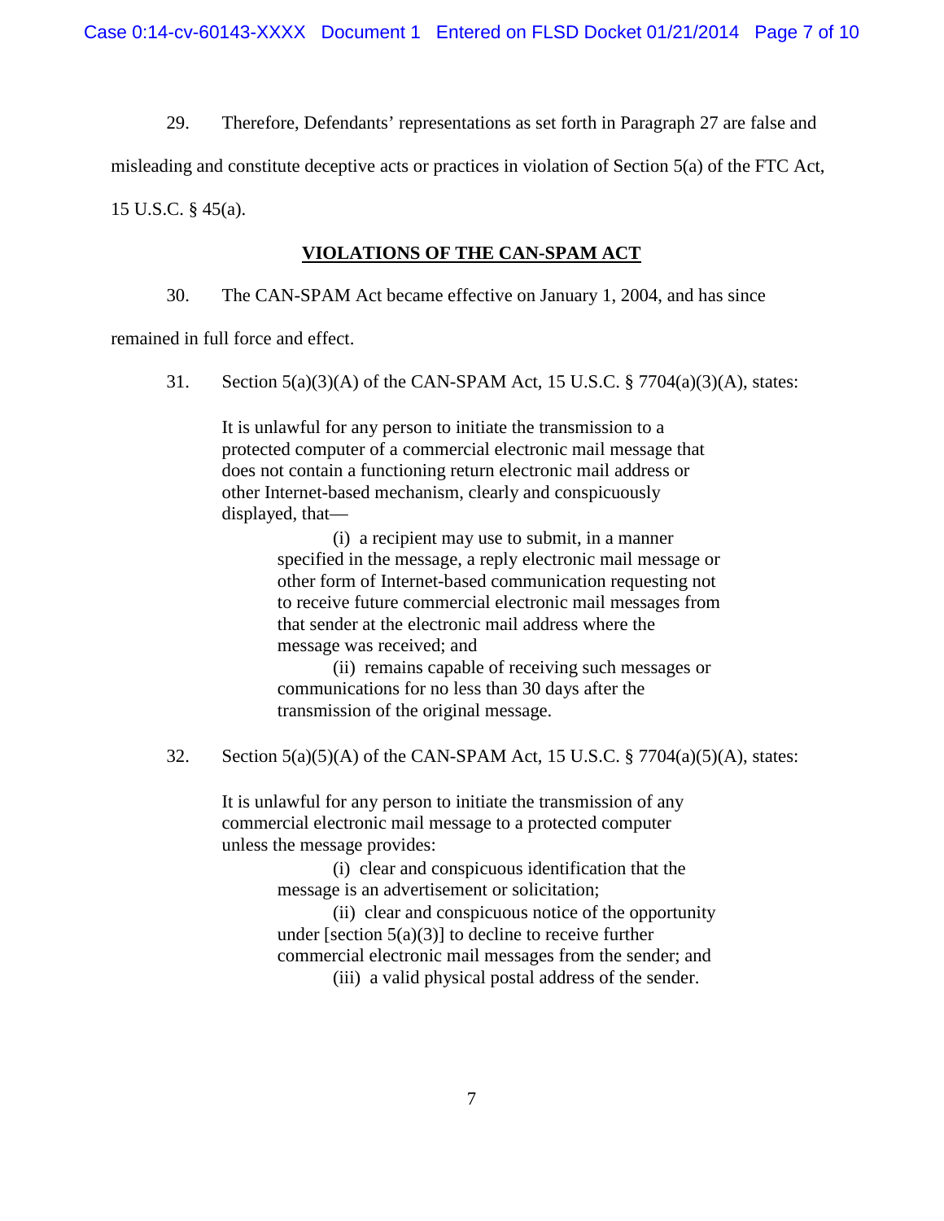29. Therefore, Defendants' representations as set forth in Paragraph 27 are false and misleading and constitute deceptive acts or practices in violation of Section 5(a) of the FTC Act, 15 U.S.C. § 45(a).

## VIOLATIONS OF THE CAN-SPAM ACT

30. The CAN-SPAM Act became effective on January 1, 2004, and has since remained in full force and effect.

31. Section 5(a)(3)(A) of the CAN-SPAM Act, 15 U.S.C. § 7704(a)(3)(A), states:

> It is unlawful for any person to initiate the transmission to a protected computer of a commercial electronic mail message that does not contain a functioning return electronic mail address or other Internet-based mechanism, clearly and conspicuously displayed, that—
>
> > (i) a recipient may use to submit, in a manner specified in the message, a reply electronic mail message or other form of Internet-based communication requesting not to receive future commercial electronic mail messages from that sender at the electronic mail address where the message was received; and
> >
> > (ii) remains capable of receiving such messages or communications for no less than 30 days after the transmission of the original message.

32. Section 5(a)(5)(A) of the CAN-SPAM Act, 15 U.S.C. § 7704(a)(5)(A), states:

> It is unlawful for any person to initiate the transmission of any commercial electronic mail message to a protected computer unless the message provides:
>
> > (i) clear and conspicuous identification that the message is an advertisement or solicitation;
> >
> > (ii) clear and conspicuous notice of the opportunity under [section 5(a)(3)] to decline to receive further commercial electronic mail messages from the sender; and
> >
> > (iii) a valid physical postal address of the sender.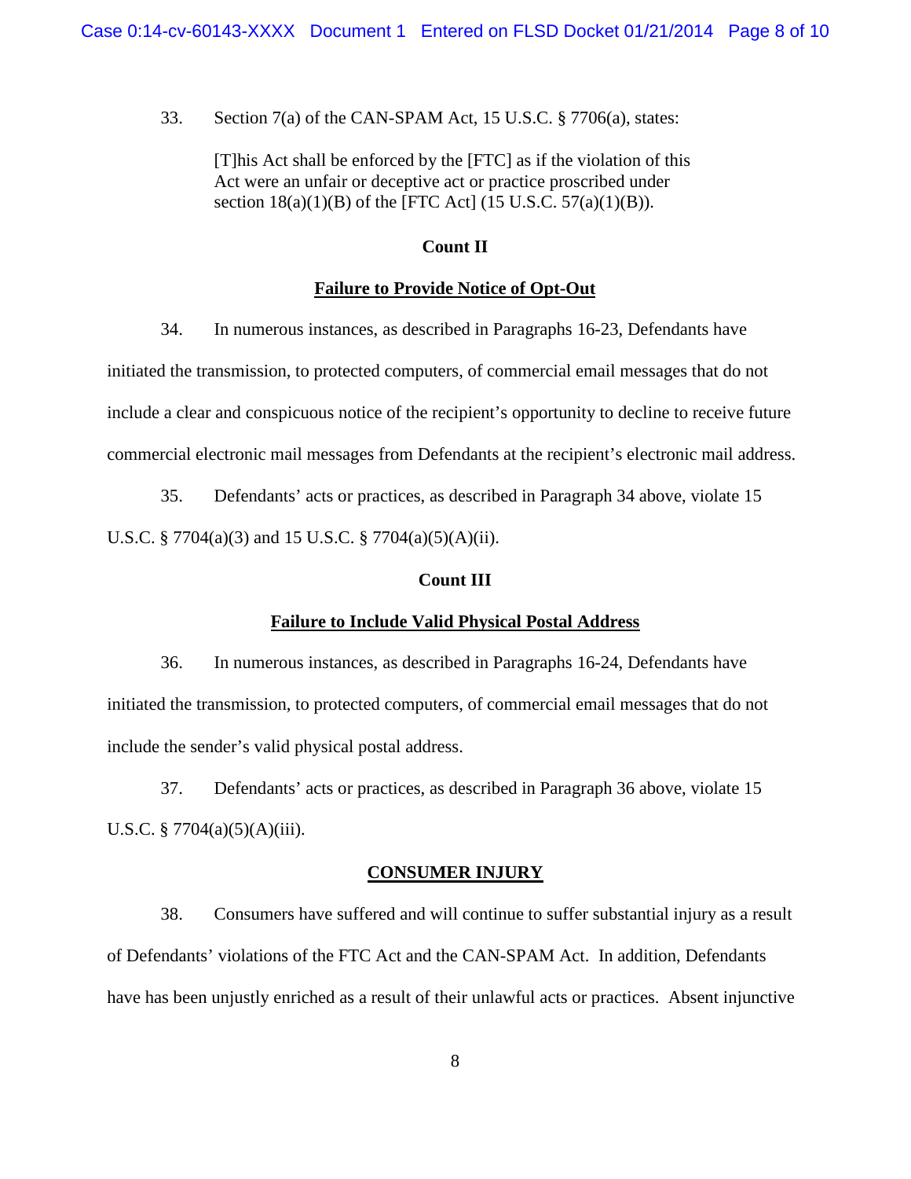33. Section 7(a) of the CAN-SPAM Act, 15 U.S.C. § 7706(a), states:

> [T]his Act shall be enforced by the [FTC] as if the violation of this Act were an unfair or deceptive act or practice proscribed under section 18(a)(1)(B) of the [FTC Act] (15 U.S.C. 57(a)(1)(B)).

**Count II**

**Failure to Provide Notice of Opt-Out**

34. In numerous instances, as described in Paragraphs 16-23, Defendants have initiated the transmission, to protected computers, of commercial email messages that do not include a clear and conspicuous notice of the recipient's opportunity to decline to receive future commercial electronic mail messages from Defendants at the recipient's electronic mail address.

35. Defendants' acts or practices, as described in Paragraph 34 above, violate 15 U.S.C. § 7704(a)(3) and 15 U.S.C. § 7704(a)(5)(A)(ii).

**Count III**

**Failure to Include Valid Physical Postal Address**

36. In numerous instances, as described in Paragraphs 16-24, Defendants have initiated the transmission, to protected computers, of commercial email messages that do not include the sender's valid physical postal address.

37. Defendants' acts or practices, as described in Paragraph 36 above, violate 15 U.S.C. § 7704(a)(5)(A)(iii).

**CONSUMER INJURY**

38. Consumers have suffered and will continue to suffer substantial injury as a result of Defendants' violations of the FTC Act and the CAN-SPAM Act. In addition, Defendants have has been unjustly enriched as a result of their unlawful acts or practices. Absent injunctive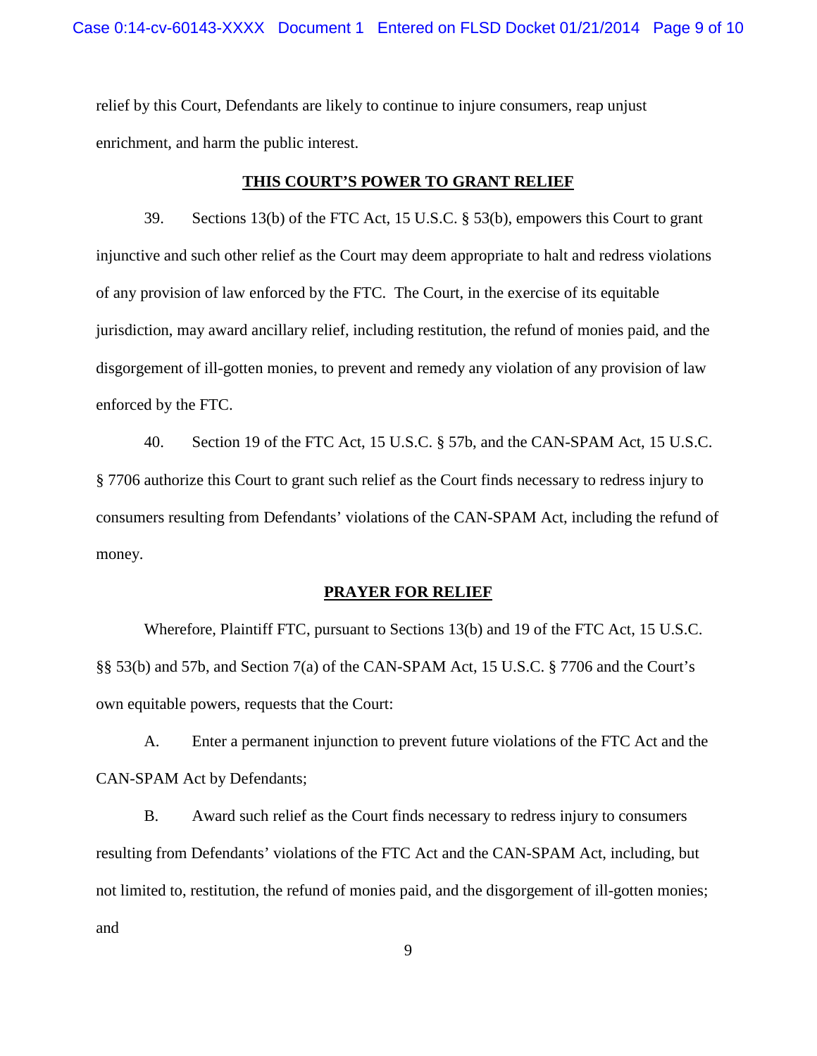relief by this Court, Defendants are likely to continue to injure consumers, reap unjust enrichment, and harm the public interest.

## THIS COURT'S POWER TO GRANT RELIEF

39. Sections 13(b) of the FTC Act, 15 U.S.C. § 53(b), empowers this Court to grant injunctive and such other relief as the Court may deem appropriate to halt and redress violations of any provision of law enforced by the FTC. The Court, in the exercise of its equitable jurisdiction, may award ancillary relief, including restitution, the refund of monies paid, and the disgorgement of ill-gotten monies, to prevent and remedy any violation of any provision of law enforced by the FTC.

40. Section 19 of the FTC Act, 15 U.S.C. § 57b, and the CAN-SPAM Act, 15 U.S.C. § 7706 authorize this Court to grant such relief as the Court finds necessary to redress injury to consumers resulting from Defendants' violations of the CAN-SPAM Act, including the refund of money.

## PRAYER FOR RELIEF

Wherefore, Plaintiff FTC, pursuant to Sections 13(b) and 19 of the FTC Act, 15 U.S.C. §§ 53(b) and 57b, and Section 7(a) of the CAN-SPAM Act, 15 U.S.C. § 7706 and the Court's own equitable powers, requests that the Court:

A. Enter a permanent injunction to prevent future violations of the FTC Act and the CAN-SPAM Act by Defendants;

B. Award such relief as the Court finds necessary to redress injury to consumers resulting from Defendants' violations of the FTC Act and the CAN-SPAM Act, including, but not limited to, restitution, the refund of monies paid, and the disgorgement of ill-gotten monies; and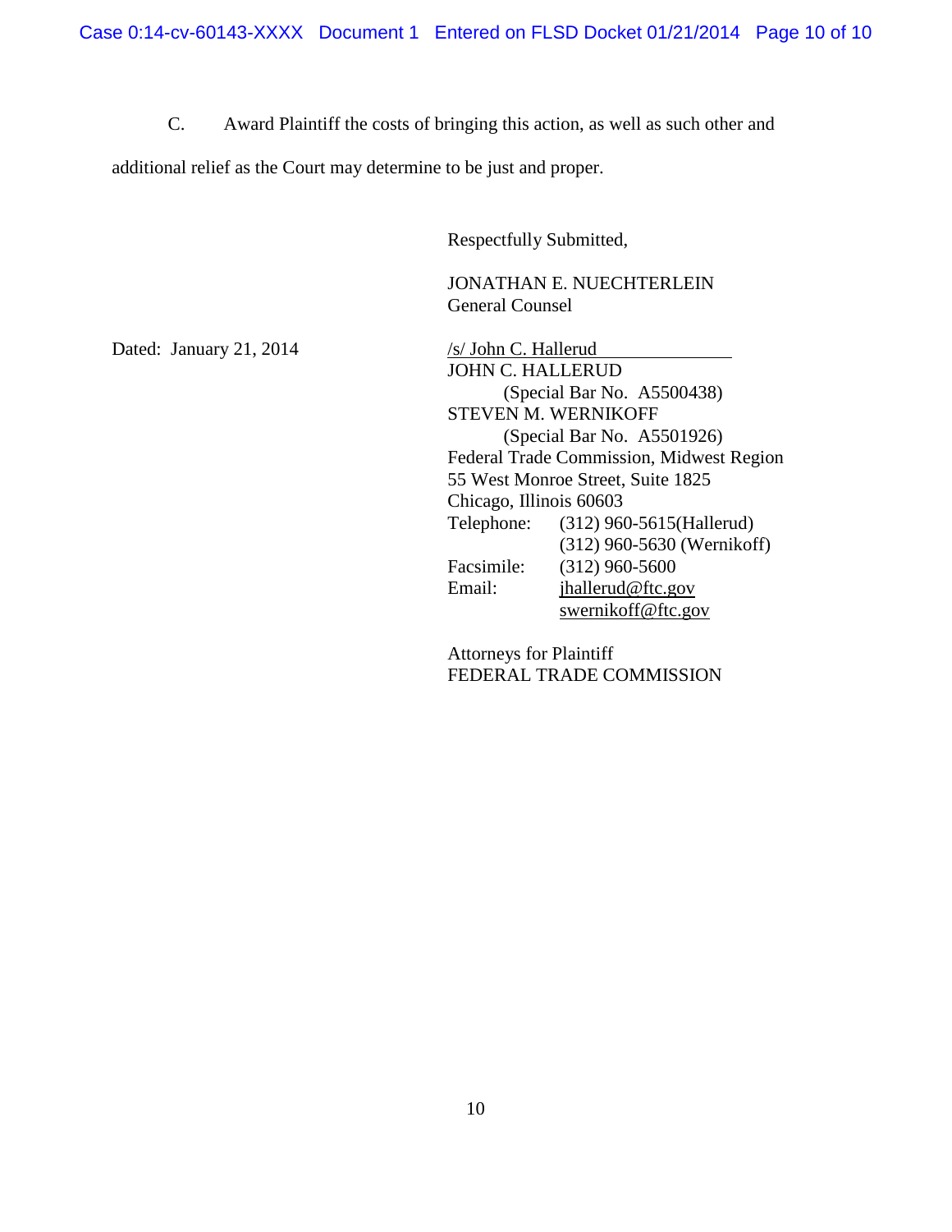C. Award Plaintiff the costs of bringing this action, as well as such other and additional relief as the Court may determine to be just and proper.

Respectfully Submitted,

JONATHAN E. NUECHTERLEIN
General Counsel

Dated: January 21, 2014

/s/ John C. Hallerud
JOHN C. HALLERUD
(Special Bar No. A5500438)
STEVEN M. WERNIKOFF
(Special Bar No. A5501926)
Federal Trade Commission, Midwest Region
55 West Monroe Street, Suite 1825
Chicago, Illinois 60603
Telephone: (312) 960-5615(Hallerud)
(312) 960-5630 (Wernikoff)
Facsimile: (312) 960-5600
Email: jhallerud@ftc.gov
swernikoff@ftc.gov

Attorneys for Plaintiff
FEDERAL TRADE COMMISSION